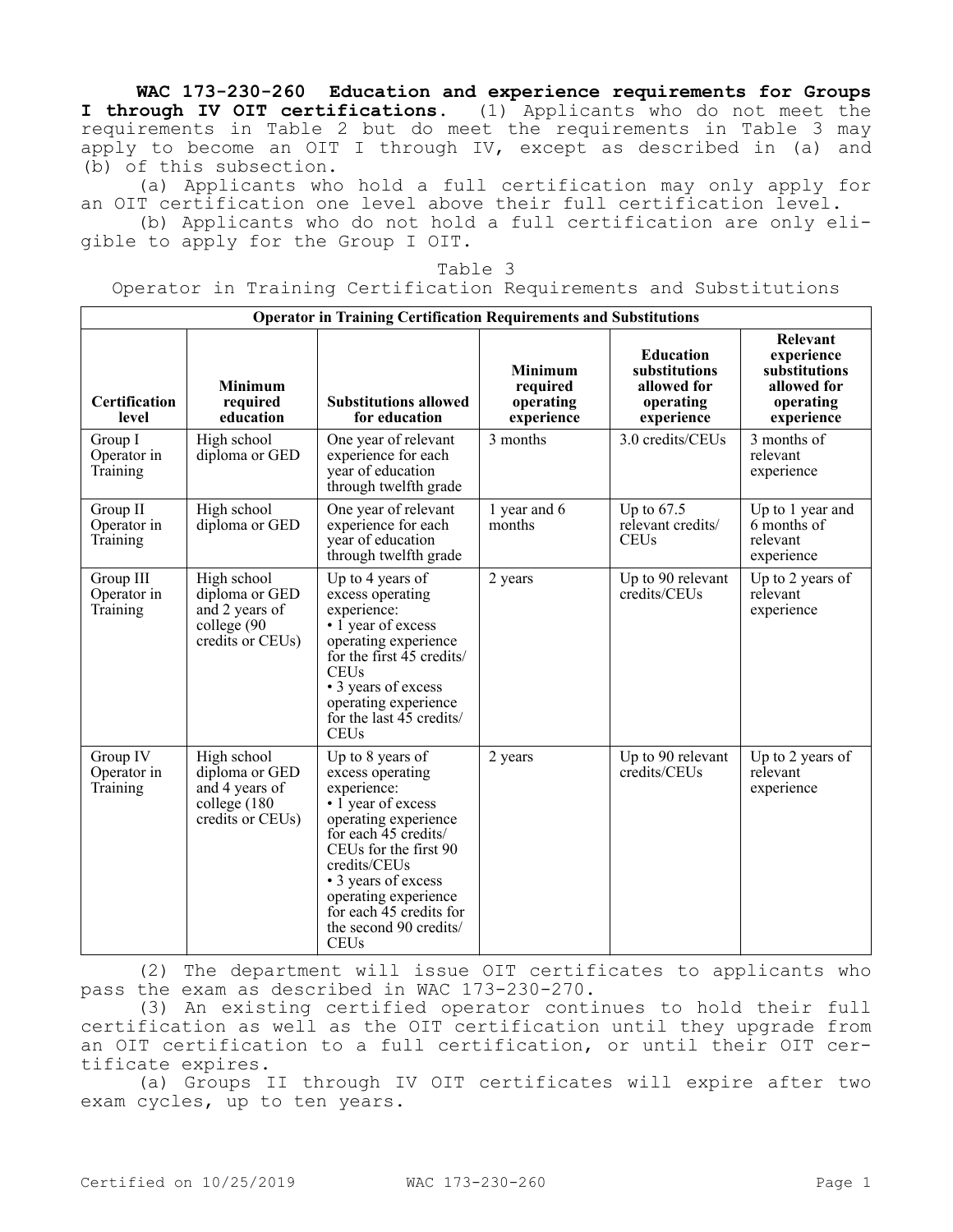**WAC 173-230-260 Education and experience requirements for Groups I through IV OIT certifications.** (1) Applicants who do not meet the requirements in Table 2 but do meet the requirements in Table 3 may apply to become an OIT I through IV, except as described in (a) and (b) of this subsection.

(a) Applicants who hold a full certification may only apply for an OIT certification one level above their full certification level.

(b) Applicants who do not hold a full certification are only eligible to apply for the Group I OIT.

Table 3
Operator in Training Certification Requirements and Substitutions

| Operator in Training Certification Requirements and Substitutions | | | | | |
|---|---|---|---|---|---|
| **Certification level** | **Minimum required education** | **Substitutions allowed for education** | **Minimum required operating experience** | **Education substitutions allowed for operating experience** | **Relevant experience substitutions allowed for operating experience** |
| Group I Operator in Training | High school diploma or GED | One year of relevant experience for each year of education through twelfth grade | 3 months | 3.0 credits/CEUs | 3 months of relevant experience |
| Group II Operator in Training | High school diploma or GED | One year of relevant experience for each year of education through twelfth grade | 1 year and 6 months | Up to 67.5 relevant credits/CEUs | Up to 1 year and 6 months of relevant experience |
| Group III Operator in Training | High school diploma or GED and 2 years of college (90 credits or CEUs) | Up to 4 years of excess operating experience:<br>• 1 year of excess operating experience for the first 45 credits/CEUs<br>• 3 years of excess operating experience for the last 45 credits/CEUs | 2 years | Up to 90 relevant credits/CEUs | Up to 2 years of relevant experience |
| Group IV Operator in Training | High school diploma or GED and 4 years of college (180 credits or CEUs) | Up to 8 years of excess operating experience:<br>• 1 year of excess operating experience for each 45 credits/CEUs for the first 90 credits/CEUs<br>• 3 years of excess operating experience for each 45 credits for the second 90 credits/CEUs | 2 years | Up to 90 relevant credits/CEUs | Up to 2 years of relevant experience |

(2) The department will issue OIT certificates to applicants who pass the exam as described in WAC 173-230-270.

(3) An existing certified operator continues to hold their full certification as well as the OIT certification until they upgrade from an OIT certification to a full certification, or until their OIT certificate expires.

(a) Groups II through IV OIT certificates will expire after two exam cycles, up to ten years.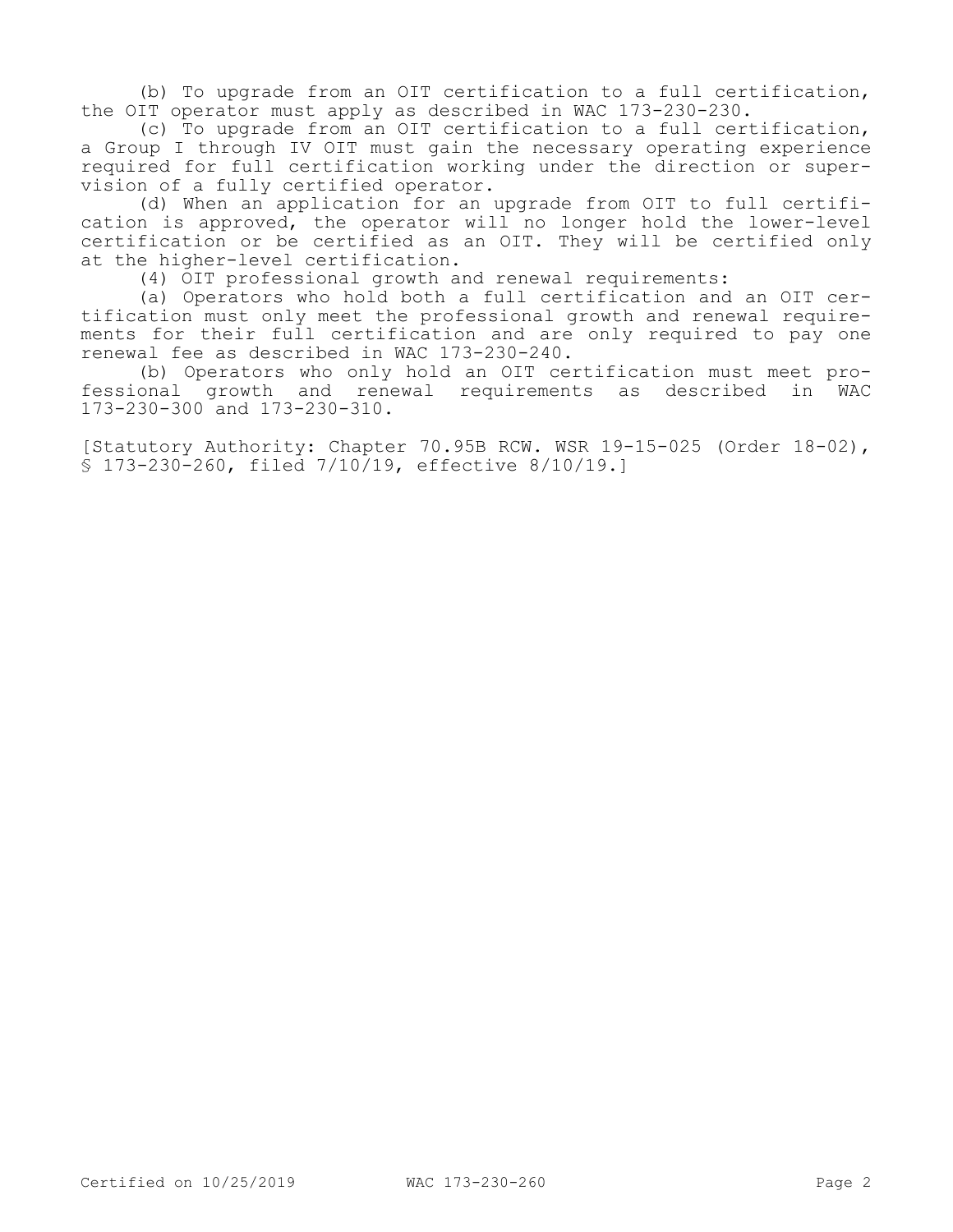(b) To upgrade from an OIT certification to a full certification, the OIT operator must apply as described in WAC 173-230-230.

(c) To upgrade from an OIT certification to a full certification, a Group I through IV OIT must gain the necessary operating experience required for full certification working under the direction or supervision of a fully certified operator.

(d) When an application for an upgrade from OIT to full certification is approved, the operator will no longer hold the lower-level certification or be certified as an OIT. They will be certified only at the higher-level certification.

(4) OIT professional growth and renewal requirements:

(a) Operators who hold both a full certification and an OIT certification must only meet the professional growth and renewal requirements for their full certification and are only required to pay one renewal fee as described in WAC 173-230-240.

(b) Operators who only hold an OIT certification must meet professional growth and renewal requirements as described in WAC 173-230-300 and 173-230-310.

[Statutory Authority: Chapter 70.95B RCW. WSR 19-15-025 (Order 18-02), § 173-230-260, filed 7/10/19, effective 8/10/19.]